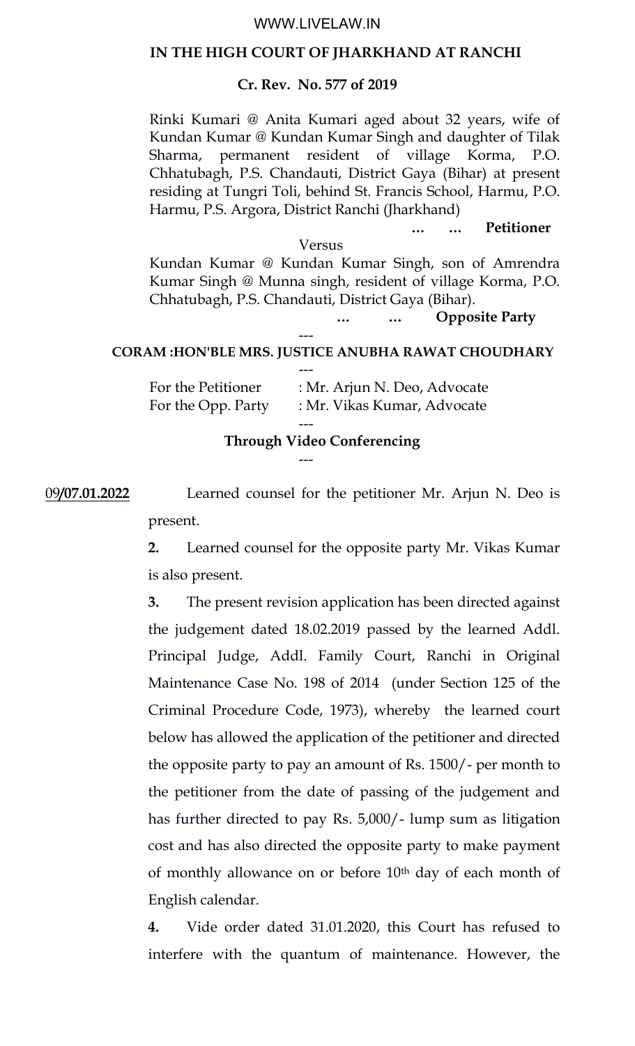**IN THE HIGH COURT OF JHARKHAND AT RANCHI**

**Cr. Rev. No. 577 of 2019**

Rinki Kumari @ Anita Kumari aged about 32 years, wife of Kundan Kumar @ Kundan Kumar Singh and daughter of Tilak Sharma, permanent resident of village Korma, P.O. Chhatubagh, P.S. Chandauti, District Gaya (Bihar) at present residing at Tungri Toli, behind St. Francis School, Harmu, P.O. Harmu, P.S. Argora, District Ranchi (Jharkhand)

… … **Petitioner**

Versus

Kundan Kumar @ Kundan Kumar Singh, son of Amrendra Kumar Singh @ Munna singh, resident of village Korma, P.O. Chhatubagh, P.S. Chandauti, District Gaya (Bihar).

… … **Opposite Party**

---

**CORAM :HON'BLE MRS. JUSTICE ANUBHA RAWAT CHOUDHARY**

---

For the Petitioner : Mr. Arjun N. Deo, Advocate
For the Opp. Party : Mr. Vikas Kumar, Advocate

---

**Through Video Conferencing**

---

09**/07.01.2022** Learned counsel for the petitioner Mr. Arjun N. Deo is present.

**2.** Learned counsel for the opposite party Mr. Vikas Kumar is also present.

**3.** The present revision application has been directed against the judgement dated 18.02.2019 passed by the learned Addl. Principal Judge, Addl. Family Court, Ranchi in Original Maintenance Case No. 198 of 2014 (under Section 125 of the Criminal Procedure Code, 1973), whereby the learned court below has allowed the application of the petitioner and directed the opposite party to pay an amount of Rs. 1500/- per month to the petitioner from the date of passing of the judgement and has further directed to pay Rs. 5,000/- lump sum as litigation cost and has also directed the opposite party to make payment of monthly allowance on or before 10th day of each month of English calendar.

**4.** Vide order dated 31.01.2020, this Court has refused to interfere with the quantum of maintenance. However, the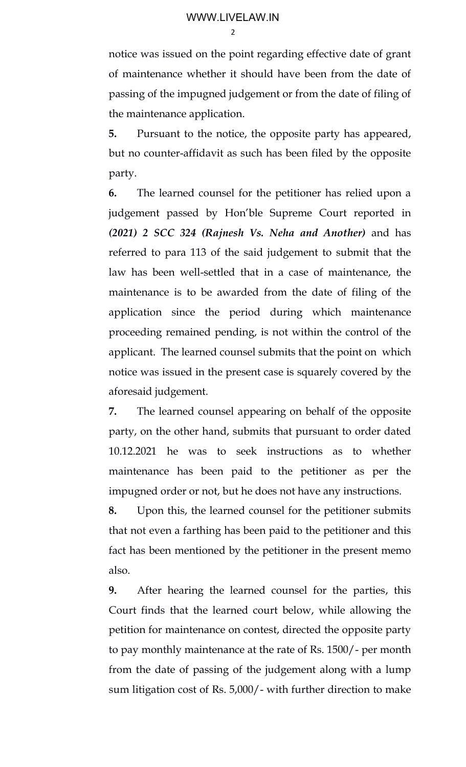notice was issued on the point regarding effective date of grant of maintenance whether it should have been from the date of passing of the impugned judgement or from the date of filing of the maintenance application.

**5.** Pursuant to the notice, the opposite party has appeared, but no counter-affidavit as such has been filed by the opposite party.

**6.** The learned counsel for the petitioner has relied upon a judgement passed by Hon'ble Supreme Court reported in ***(2021) 2 SCC 324 (Rajnesh Vs. Neha and Another)*** and has referred to para 113 of the said judgement to submit that the law has been well-settled that in a case of maintenance, the maintenance is to be awarded from the date of filing of the application since the period during which maintenance proceeding remained pending, is not within the control of the applicant. The learned counsel submits that the point on which notice was issued in the present case is squarely covered by the aforesaid judgement.

**7.** The learned counsel appearing on behalf of the opposite party, on the other hand, submits that pursuant to order dated 10.12.2021 he was to seek instructions as to whether maintenance has been paid to the petitioner as per the impugned order or not, but he does not have any instructions.

**8.** Upon this, the learned counsel for the petitioner submits that not even a farthing has been paid to the petitioner and this fact has been mentioned by the petitioner in the present memo also.

**9.** After hearing the learned counsel for the parties, this Court finds that the learned court below, while allowing the petition for maintenance on contest, directed the opposite party to pay monthly maintenance at the rate of Rs. 1500/- per month from the date of passing of the judgement along with a lump sum litigation cost of Rs. 5,000/- with further direction to make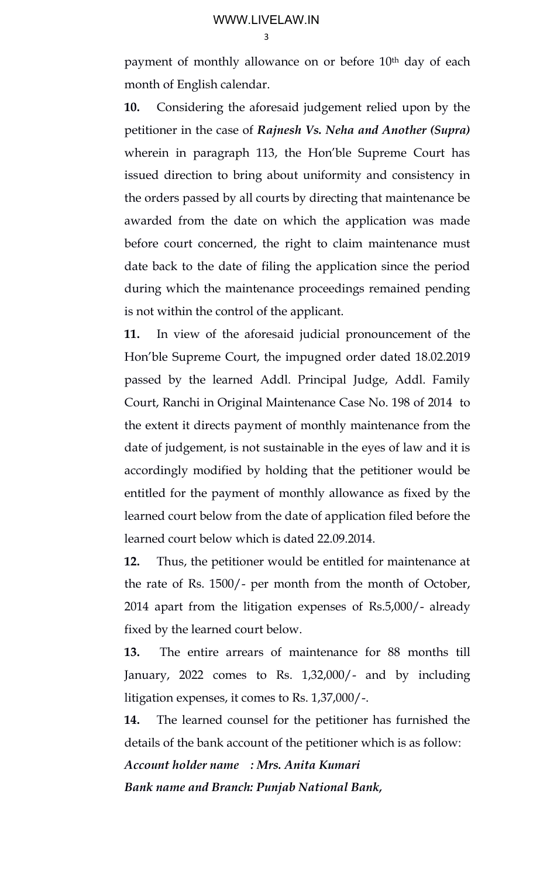payment of monthly allowance on or before 10th day of each month of English calendar.

**10.** Considering the aforesaid judgement relied upon by the petitioner in the case of ***Rajnesh Vs. Neha and Another (Supra)*** wherein in paragraph 113, the Hon'ble Supreme Court has issued direction to bring about uniformity and consistency in the orders passed by all courts by directing that maintenance be awarded from the date on which the application was made before court concerned, the right to claim maintenance must date back to the date of filing the application since the period during which the maintenance proceedings remained pending is not within the control of the applicant.

**11.** In view of the aforesaid judicial pronouncement of the Hon'ble Supreme Court, the impugned order dated 18.02.2019 passed by the learned Addl. Principal Judge, Addl. Family Court, Ranchi in Original Maintenance Case No. 198 of 2014 to the extent it directs payment of monthly maintenance from the date of judgement, is not sustainable in the eyes of law and it is accordingly modified by holding that the petitioner would be entitled for the payment of monthly allowance as fixed by the learned court below from the date of application filed before the learned court below which is dated 22.09.2014.

**12.** Thus, the petitioner would be entitled for maintenance at the rate of Rs. 1500/- per month from the month of October, 2014 apart from the litigation expenses of Rs.5,000/- already fixed by the learned court below.

**13.** The entire arrears of maintenance for 88 months till January, 2022 comes to Rs. 1,32,000/- and by including litigation expenses, it comes to Rs. 1,37,000/-.

**14.** The learned counsel for the petitioner has furnished the details of the bank account of the petitioner which is as follow:

***Account holder name : Mrs. Anita Kumari***

***Bank name and Branch: Punjab National Bank,***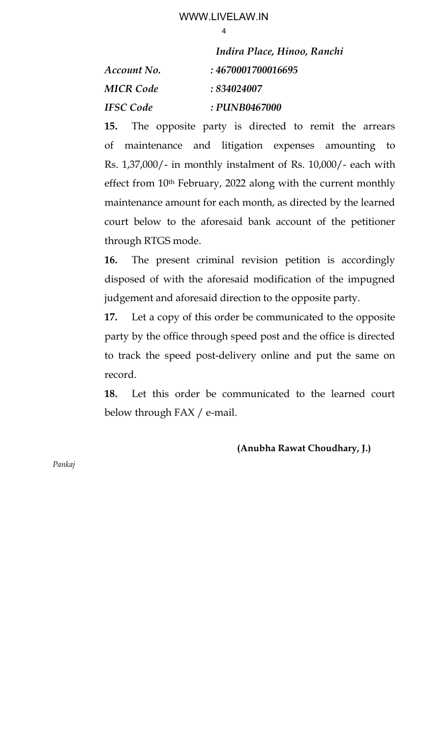*Indira Place, Hinoo, Ranchi*

| | |
|---|---|
| *Account No.* | *: 4670001700016695* |
| *MICR Code* | *: 834024007* |
| *IFSC Code* | *: PUNB0467000* |

**15.** The opposite party is directed to remit the arrears of maintenance and litigation expenses amounting to Rs. 1,37,000/- in monthly instalment of Rs. 10,000/- each with effect from 10th February, 2022 along with the current monthly maintenance amount for each month, as directed by the learned court below to the aforesaid bank account of the petitioner through RTGS mode.

**16.** The present criminal revision petition is accordingly disposed of with the aforesaid modification of the impugned judgement and aforesaid direction to the opposite party.

**17.** Let a copy of this order be communicated to the opposite party by the office through speed post and the office is directed to track the speed post-delivery online and put the same on record.

**18.** Let this order be communicated to the learned court below through FAX / e-mail.

**(Anubha Rawat Choudhary, J.)**

*Pankaj*